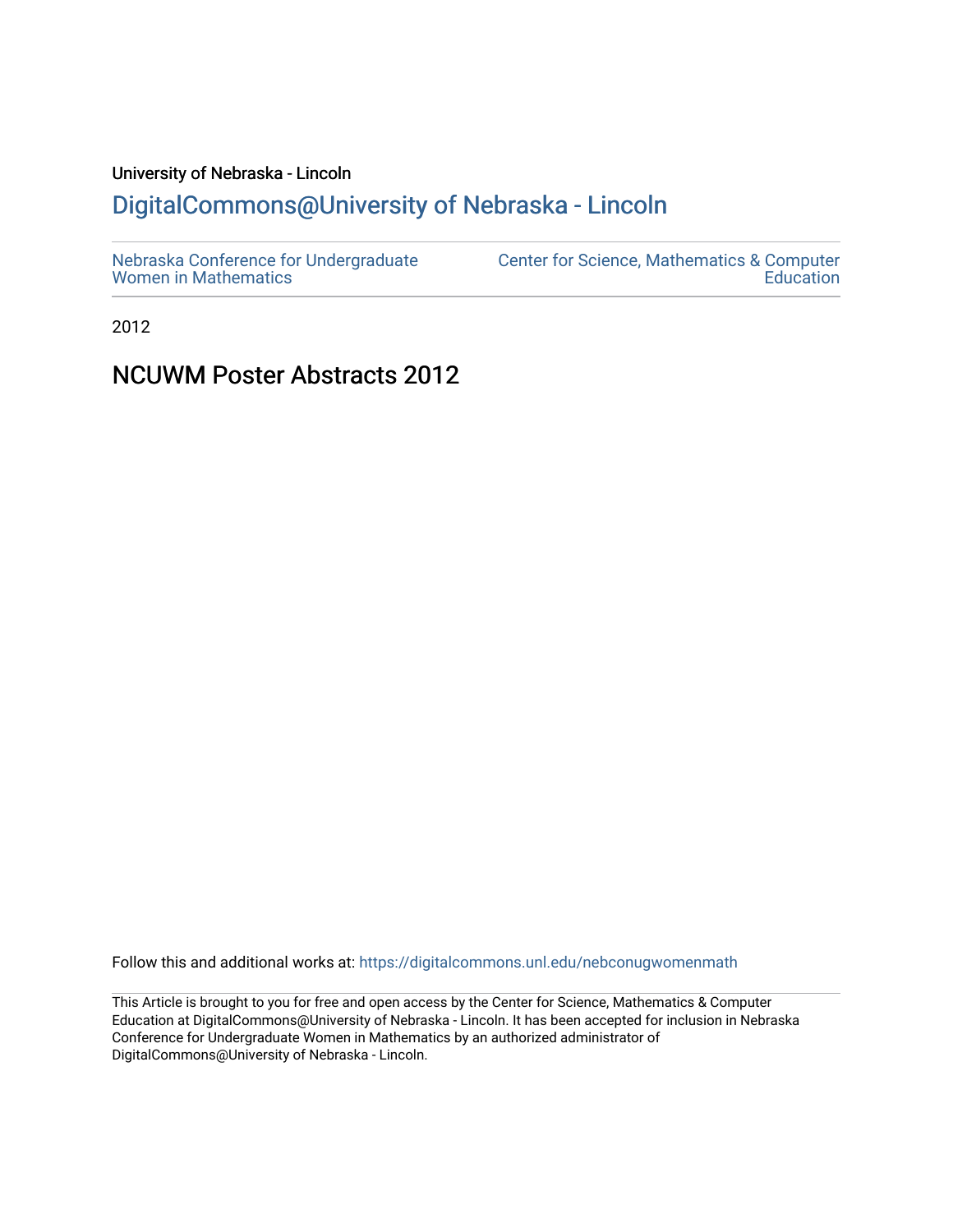University of Nebraska - Lincoln

## DigitalCommons@University of Nebraska - Lincoln

Nebraska Conference for Undergraduate Women in Mathematics

Center for Science, Mathematics & Computer Education

2012

# NCUWM Poster Abstracts 2012

Follow this and additional works at: https://digitalcommons.unl.edu/nebconugwomenmath

This Article is brought to you for free and open access by the Center for Science, Mathematics & Computer Education at DigitalCommons@University of Nebraska - Lincoln. It has been accepted for inclusion in Nebraska Conference for Undergraduate Women in Mathematics by an authorized administrator of DigitalCommons@University of Nebraska - Lincoln.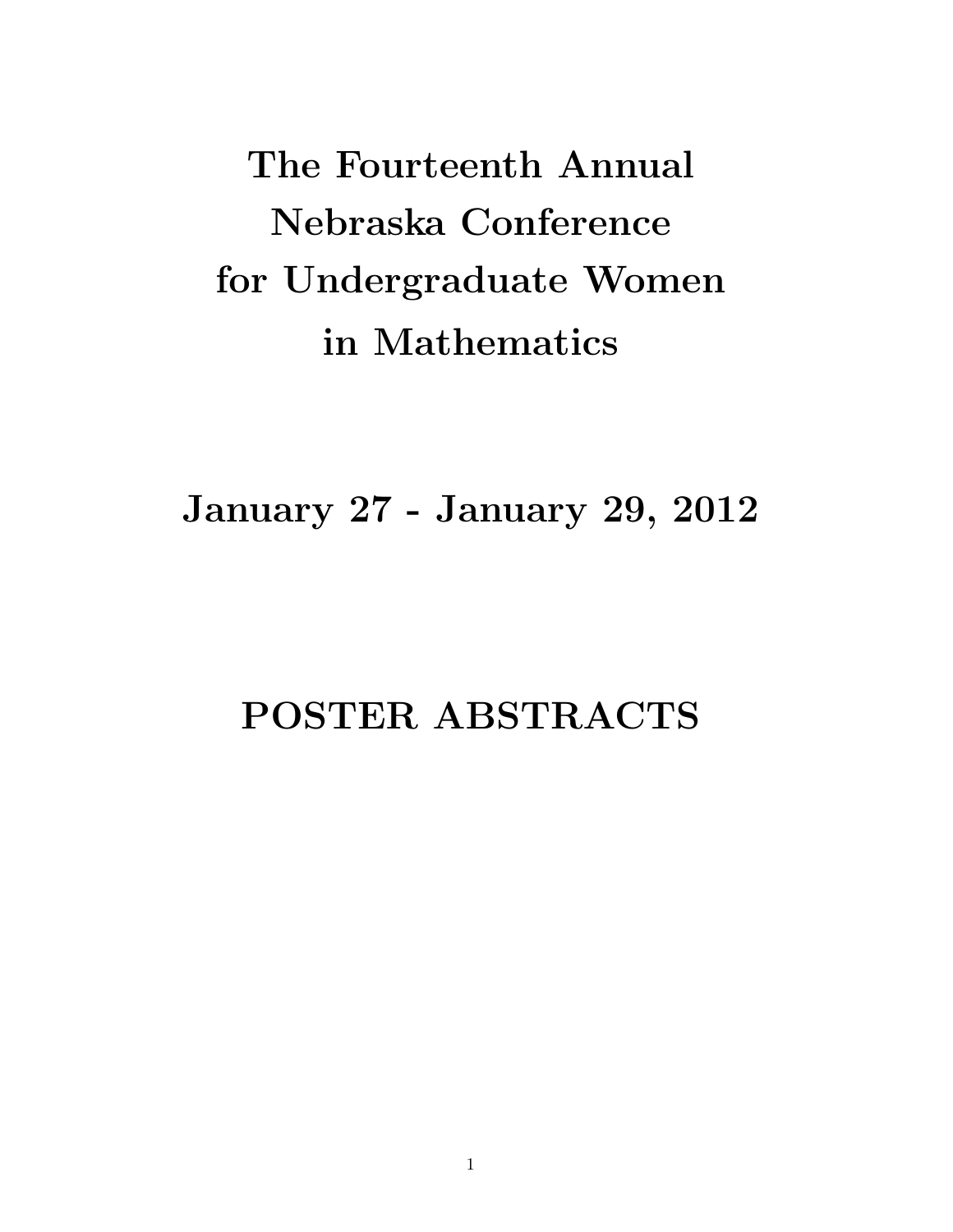# The Fourteenth Annual Nebraska Conference for Undergraduate Women in Mathematics

## January 27 - January 29, 2012

# POSTER ABSTRACTS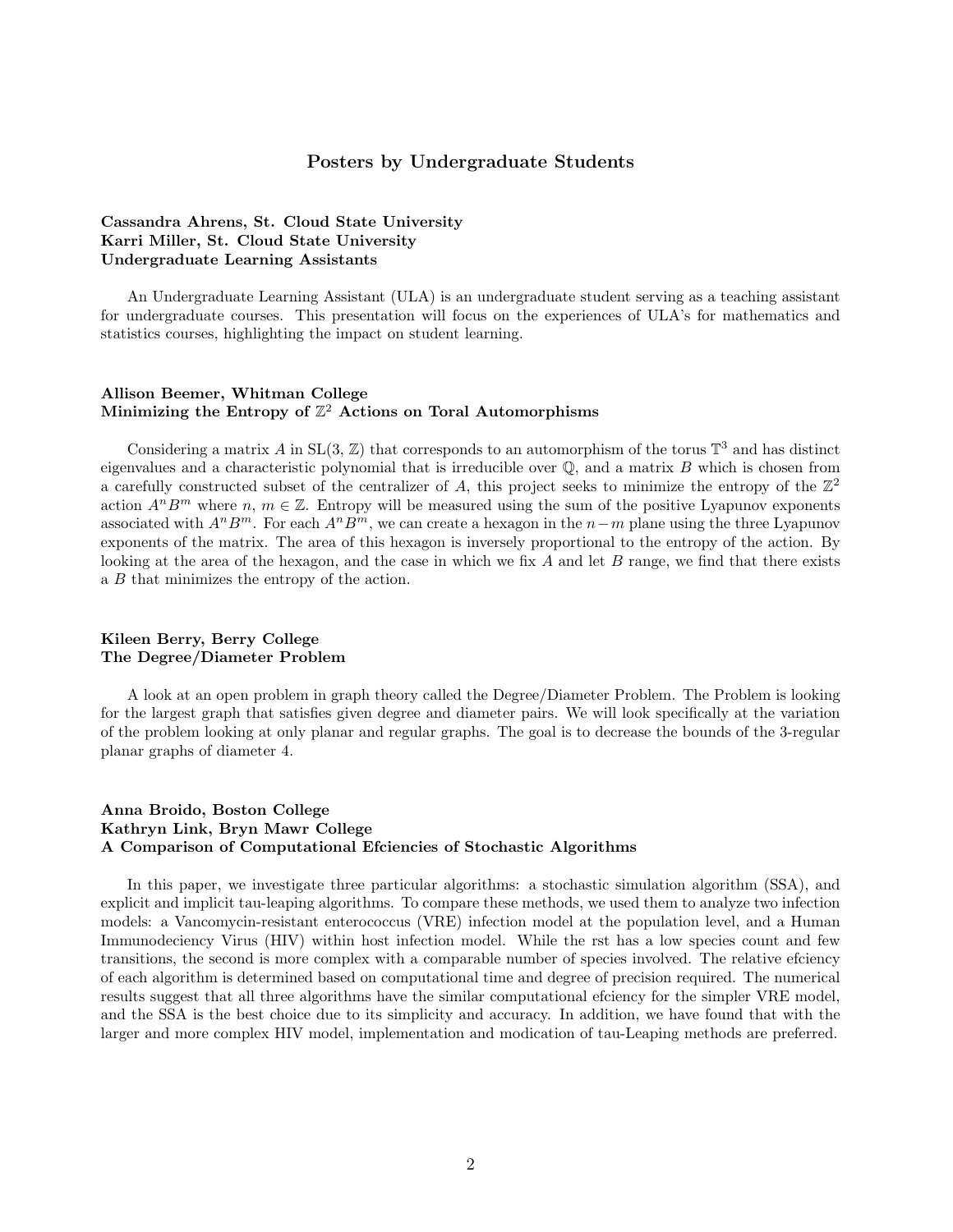## Posters by Undergraduate Students

**Cassandra Ahrens, St. Cloud State University**
**Karri Miller, St. Cloud State University**
**Undergraduate Learning Assistants**

An Undergraduate Learning Assistant (ULA) is an undergraduate student serving as a teaching assistant for undergraduate courses. This presentation will focus on the experiences of ULA's for mathematics and statistics courses, highlighting the impact on student learning.

**Allison Beemer, Whitman College**
**Minimizing the Entropy of $\mathbb{Z}^2$ Actions on Toral Automorphisms**

Considering a matrix $A$ in $\mathrm{SL}(3, \mathbb{Z})$ that corresponds to an automorphism of the torus $\mathbb{T}^3$ and has distinct eigenvalues and a characteristic polynomial that is irreducible over $\mathbb{Q}$, and a matrix $B$ which is chosen from a carefully constructed subset of the centralizer of $A$, this project seeks to minimize the entropy of the $\mathbb{Z}^2$ action $A^nB^m$ where $n$, $m \in \mathbb{Z}$. Entropy will be measured using the sum of the positive Lyapunov exponents associated with $A^nB^m$. For each $A^nB^m$, we can create a hexagon in the $n-m$ plane using the three Lyapunov exponents of the matrix. The area of this hexagon is inversely proportional to the entropy of the action. By looking at the area of the hexagon, and the case in which we fix $A$ and let $B$ range, we find that there exists a $B$ that minimizes the entropy of the action.

**Kileen Berry, Berry College**
**The Degree/Diameter Problem**

A look at an open problem in graph theory called the Degree/Diameter Problem. The Problem is looking for the largest graph that satisfies given degree and diameter pairs. We will look specifically at the variation of the problem looking at only planar and regular graphs. The goal is to decrease the bounds of the 3-regular planar graphs of diameter 4.

**Anna Broido, Boston College**
**Kathryn Link, Bryn Mawr College**
**A Comparison of Computational Efciencies of Stochastic Algorithms**

In this paper, we investigate three particular algorithms: a stochastic simulation algorithm (SSA), and explicit and implicit tau-leaping algorithms. To compare these methods, we used them to analyze two infection models: a Vancomycin-resistant enterococcus (VRE) infection model at the population level, and a Human Immunodeciency Virus (HIV) within host infection model. While the rst has a low species count and few transitions, the second is more complex with a comparable number of species involved. The relative efciency of each algorithm is determined based on computational time and degree of precision required. The numerical results suggest that all three algorithms have the similar computational efciency for the simpler VRE model, and the SSA is the best choice due to its simplicity and accuracy. In addition, we have found that with the larger and more complex HIV model, implementation and modication of tau-Leaping methods are preferred.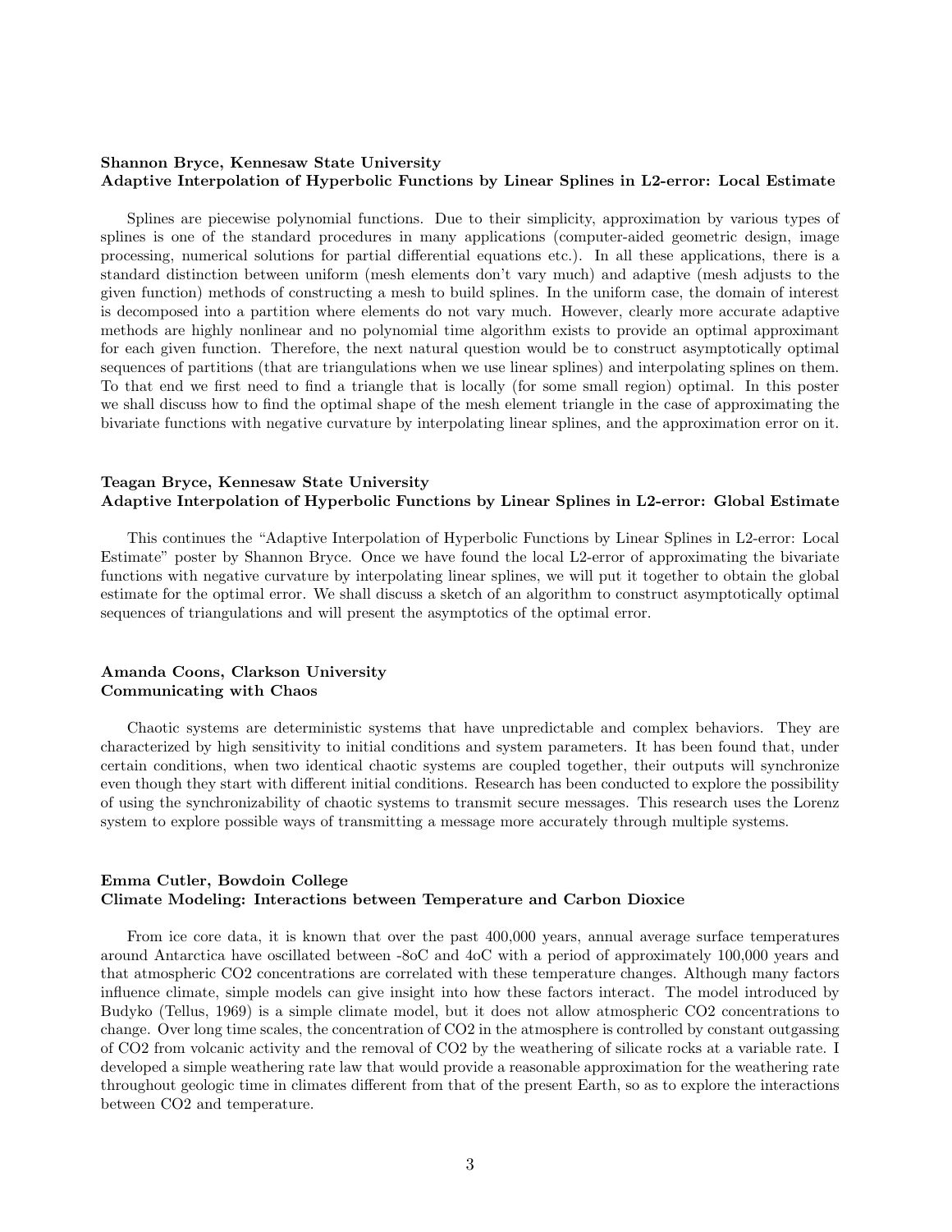**Shannon Bryce, Kennesaw State University**
**Adaptive Interpolation of Hyperbolic Functions by Linear Splines in L2-error: Local Estimate**

Splines are piecewise polynomial functions. Due to their simplicity, approximation by various types of splines is one of the standard procedures in many applications (computer-aided geometric design, image processing, numerical solutions for partial differential equations etc.). In all these applications, there is a standard distinction between uniform (mesh elements don't vary much) and adaptive (mesh adjusts to the given function) methods of constructing a mesh to build splines. In the uniform case, the domain of interest is decomposed into a partition where elements do not vary much. However, clearly more accurate adaptive methods are highly nonlinear and no polynomial time algorithm exists to provide an optimal approximant for each given function. Therefore, the next natural question would be to construct asymptotically optimal sequences of partitions (that are triangulations when we use linear splines) and interpolating splines on them. To that end we first need to find a triangle that is locally (for some small region) optimal. In this poster we shall discuss how to find the optimal shape of the mesh element triangle in the case of approximating the bivariate functions with negative curvature by interpolating linear splines, and the approximation error on it.

**Teagan Bryce, Kennesaw State University**
**Adaptive Interpolation of Hyperbolic Functions by Linear Splines in L2-error: Global Estimate**

This continues the "Adaptive Interpolation of Hyperbolic Functions by Linear Splines in L2-error: Local Estimate" poster by Shannon Bryce. Once we have found the local L2-error of approximating the bivariate functions with negative curvature by interpolating linear splines, we will put it together to obtain the global estimate for the optimal error. We shall discuss a sketch of an algorithm to construct asymptotically optimal sequences of triangulations and will present the asymptotics of the optimal error.

**Amanda Coons, Clarkson University**
**Communicating with Chaos**

Chaotic systems are deterministic systems that have unpredictable and complex behaviors. They are characterized by high sensitivity to initial conditions and system parameters. It has been found that, under certain conditions, when two identical chaotic systems are coupled together, their outputs will synchronize even though they start with different initial conditions. Research has been conducted to explore the possibility of using the synchronizability of chaotic systems to transmit secure messages. This research uses the Lorenz system to explore possible ways of transmitting a message more accurately through multiple systems.

**Emma Cutler, Bowdoin College**
**Climate Modeling: Interactions between Temperature and Carbon Dioxice**

From ice core data, it is known that over the past 400,000 years, annual average surface temperatures around Antarctica have oscillated between -8oC and 4oC with a period of approximately 100,000 years and that atmospheric CO2 concentrations are correlated with these temperature changes. Although many factors influence climate, simple models can give insight into how these factors interact. The model introduced by Budyko (Tellus, 1969) is a simple climate model, but it does not allow atmospheric CO2 concentrations to change. Over long time scales, the concentration of CO2 in the atmosphere is controlled by constant outgassing of CO2 from volcanic activity and the removal of CO2 by the weathering of silicate rocks at a variable rate. I developed a simple weathering rate law that would provide a reasonable approximation for the weathering rate throughout geologic time in climates different from that of the present Earth, so as to explore the interactions between CO2 and temperature.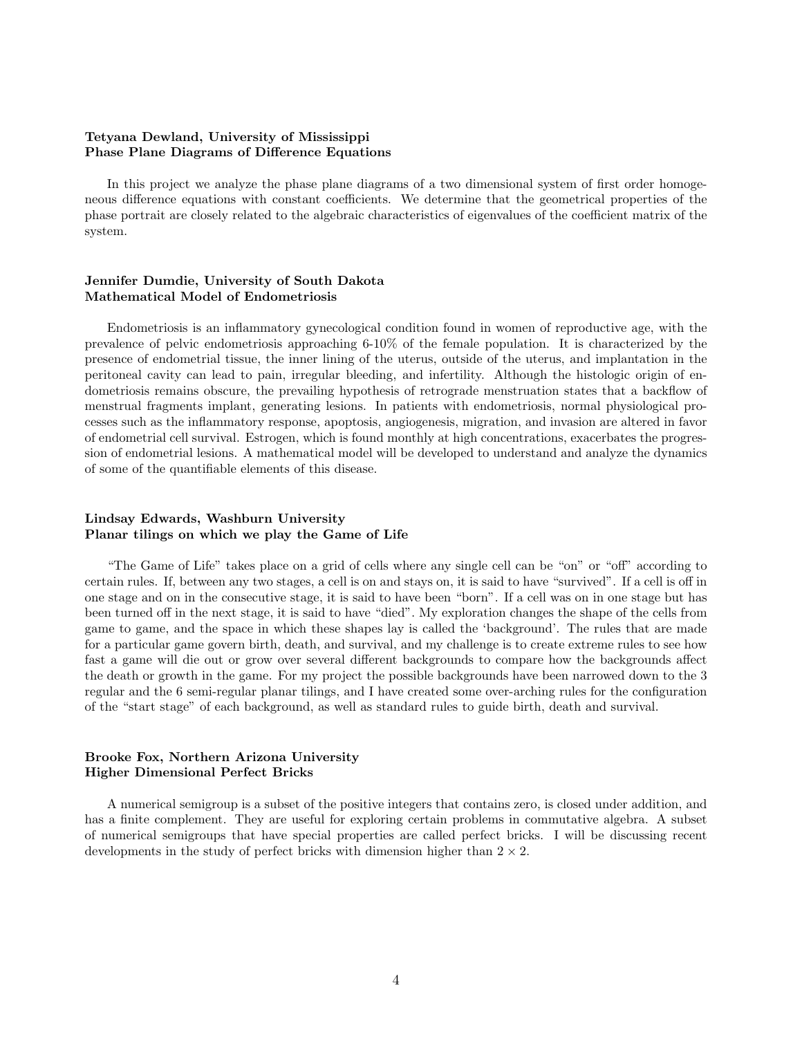**Tetyana Dewland, University of Mississippi**
**Phase Plane Diagrams of Difference Equations**

In this project we analyze the phase plane diagrams of a two dimensional system of first order homogeneous difference equations with constant coefficients. We determine that the geometrical properties of the phase portrait are closely related to the algebraic characteristics of eigenvalues of the coefficient matrix of the system.

**Jennifer Dumdie, University of South Dakota**
**Mathematical Model of Endometriosis**

Endometriosis is an inflammatory gynecological condition found in women of reproductive age, with the prevalence of pelvic endometriosis approaching 6-10% of the female population. It is characterized by the presence of endometrial tissue, the inner lining of the uterus, outside of the uterus, and implantation in the peritoneal cavity can lead to pain, irregular bleeding, and infertility. Although the histologic origin of endometriosis remains obscure, the prevailing hypothesis of retrograde menstruation states that a backflow of menstrual fragments implant, generating lesions. In patients with endometriosis, normal physiological processes such as the inflammatory response, apoptosis, angiogenesis, migration, and invasion are altered in favor of endometrial cell survival. Estrogen, which is found monthly at high concentrations, exacerbates the progression of endometrial lesions. A mathematical model will be developed to understand and analyze the dynamics of some of the quantifiable elements of this disease.

**Lindsay Edwards, Washburn University**
**Planar tilings on which we play the Game of Life**

"The Game of Life" takes place on a grid of cells where any single cell can be "on" or "off" according to certain rules. If, between any two stages, a cell is on and stays on, it is said to have "survived". If a cell is off in one stage and on in the consecutive stage, it is said to have been "born". If a cell was on in one stage but has been turned off in the next stage, it is said to have "died". My exploration changes the shape of the cells from game to game, and the space in which these shapes lay is called the 'background'. The rules that are made for a particular game govern birth, death, and survival, and my challenge is to create extreme rules to see how fast a game will die out or grow over several different backgrounds to compare how the backgrounds affect the death or growth in the game. For my project the possible backgrounds have been narrowed down to the 3 regular and the 6 semi-regular planar tilings, and I have created some over-arching rules for the configuration of the "start stage" of each background, as well as standard rules to guide birth, death and survival.

**Brooke Fox, Northern Arizona University**
**Higher Dimensional Perfect Bricks**

A numerical semigroup is a subset of the positive integers that contains zero, is closed under addition, and has a finite complement. They are useful for exploring certain problems in commutative algebra. A subset of numerical semigroups that have special properties are called perfect bricks. I will be discussing recent developments in the study of perfect bricks with dimension higher than $2 \times 2$.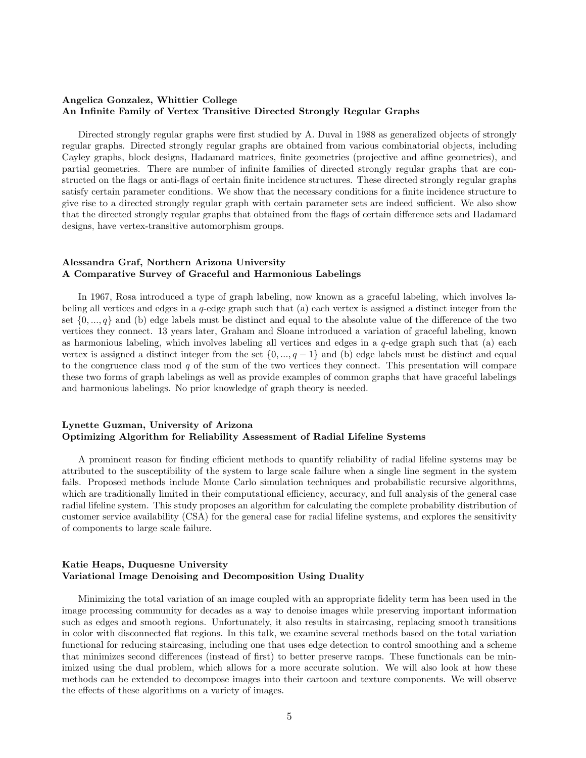**Angelica Gonzalez, Whittier College**
**An Infinite Family of Vertex Transitive Directed Strongly Regular Graphs**

Directed strongly regular graphs were first studied by A. Duval in 1988 as generalized objects of strongly regular graphs. Directed strongly regular graphs are obtained from various combinatorial objects, including Cayley graphs, block designs, Hadamard matrices, finite geometries (projective and affine geometries), and partial geometries. There are number of infinite families of directed strongly regular graphs that are constructed on the flags or anti-flags of certain finite incidence structures. These directed strongly regular graphs satisfy certain parameter conditions. We show that the necessary conditions for a finite incidence structure to give rise to a directed strongly regular graph with certain parameter sets are indeed sufficient. We also show that the directed strongly regular graphs that obtained from the flags of certain difference sets and Hadamard designs, have vertex-transitive automorphism groups.

**Alessandra Graf, Northern Arizona University**
**A Comparative Survey of Graceful and Harmonious Labelings**

In 1967, Rosa introduced a type of graph labeling, now known as a graceful labeling, which involves labeling all vertices and edges in a $q$-edge graph such that (a) each vertex is assigned a distinct integer from the set $\{0, ..., q\}$ and (b) edge labels must be distinct and equal to the absolute value of the difference of the two vertices they connect. 13 years later, Graham and Sloane introduced a variation of graceful labeling, known as harmonious labeling, which involves labeling all vertices and edges in a $q$-edge graph such that (a) each vertex is assigned a distinct integer from the set $\{0, ..., q-1\}$ and (b) edge labels must be distinct and equal to the congruence class mod $q$ of the sum of the two vertices they connect. This presentation will compare these two forms of graph labelings as well as provide examples of common graphs that have graceful labelings and harmonious labelings. No prior knowledge of graph theory is needed.

**Lynette Guzman, University of Arizona**
**Optimizing Algorithm for Reliability Assessment of Radial Lifeline Systems**

A prominent reason for finding efficient methods to quantify reliability of radial lifeline systems may be attributed to the susceptibility of the system to large scale failure when a single line segment in the system fails. Proposed methods include Monte Carlo simulation techniques and probabilistic recursive algorithms, which are traditionally limited in their computational efficiency, accuracy, and full analysis of the general case radial lifeline system. This study proposes an algorithm for calculating the complete probability distribution of customer service availability (CSA) for the general case for radial lifeline systems, and explores the sensitivity of components to large scale failure.

**Katie Heaps, Duquesne University**
**Variational Image Denoising and Decomposition Using Duality**

Minimizing the total variation of an image coupled with an appropriate fidelity term has been used in the image processing community for decades as a way to denoise images while preserving important information such as edges and smooth regions. Unfortunately, it also results in staircasing, replacing smooth transitions in color with disconnected flat regions. In this talk, we examine several methods based on the total variation functional for reducing staircasing, including one that uses edge detection to control smoothing and a scheme that minimizes second differences (instead of first) to better preserve ramps. These functionals can be minimized using the dual problem, which allows for a more accurate solution. We will also look at how these methods can be extended to decompose images into their cartoon and texture components. We will observe the effects of these algorithms on a variety of images.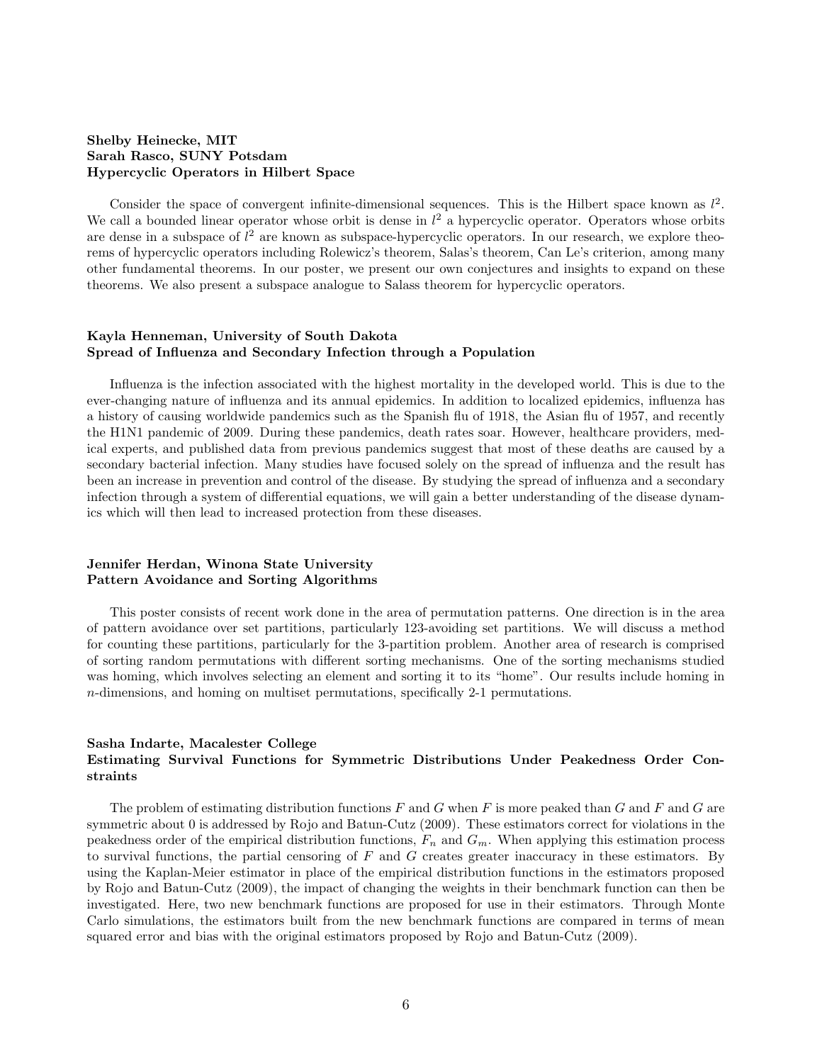**Shelby Heinecke, MIT**
**Sarah Rasco, SUNY Potsdam**
**Hypercyclic Operators in Hilbert Space**

Consider the space of convergent infinite-dimensional sequences. This is the Hilbert space known as $l^2$. We call a bounded linear operator whose orbit is dense in $l^2$ a hypercyclic operator. Operators whose orbits are dense in a subspace of $l^2$ are known as subspace-hypercyclic operators. In our research, we explore theorems of hypercyclic operators including Rolewicz's theorem, Salas's theorem, Can Le's criterion, among many other fundamental theorems. In our poster, we present our own conjectures and insights to expand on these theorems. We also present a subspace analogue to Salass theorem for hypercyclic operators.

**Kayla Henneman, University of South Dakota**
**Spread of Influenza and Secondary Infection through a Population**

Influenza is the infection associated with the highest mortality in the developed world. This is due to the ever-changing nature of influenza and its annual epidemics. In addition to localized epidemics, influenza has a history of causing worldwide pandemics such as the Spanish flu of 1918, the Asian flu of 1957, and recently the H1N1 pandemic of 2009. During these pandemics, death rates soar. However, healthcare providers, medical experts, and published data from previous pandemics suggest that most of these deaths are caused by a secondary bacterial infection. Many studies have focused solely on the spread of influenza and the result has been an increase in prevention and control of the disease. By studying the spread of influenza and a secondary infection through a system of differential equations, we will gain a better understanding of the disease dynamics which will then lead to increased protection from these diseases.

**Jennifer Herdan, Winona State University**
**Pattern Avoidance and Sorting Algorithms**

This poster consists of recent work done in the area of permutation patterns. One direction is in the area of pattern avoidance over set partitions, particularly 123-avoiding set partitions. We will discuss a method for counting these partitions, particularly for the 3-partition problem. Another area of research is comprised of sorting random permutations with different sorting mechanisms. One of the sorting mechanisms studied was homing, which involves selecting an element and sorting it to its "home". Our results include homing in $n$-dimensions, and homing on multiset permutations, specifically 2-1 permutations.

**Sasha Indarte, Macalester College**
**Estimating Survival Functions for Symmetric Distributions Under Peakedness Order Constraints**

The problem of estimating distribution functions $F$ and $G$ when $F$ is more peaked than $G$ and $F$ and $G$ are symmetric about 0 is addressed by Rojo and Batun-Cutz (2009). These estimators correct for violations in the peakedness order of the empirical distribution functions, $F_n$ and $G_m$. When applying this estimation process to survival functions, the partial censoring of $F$ and $G$ creates greater inaccuracy in these estimators. By using the Kaplan-Meier estimator in place of the empirical distribution functions in the estimators proposed by Rojo and Batun-Cutz (2009), the impact of changing the weights in their benchmark function can then be investigated. Here, two new benchmark functions are proposed for use in their estimators. Through Monte Carlo simulations, the estimators built from the new benchmark functions are compared in terms of mean squared error and bias with the original estimators proposed by Rojo and Batun-Cutz (2009).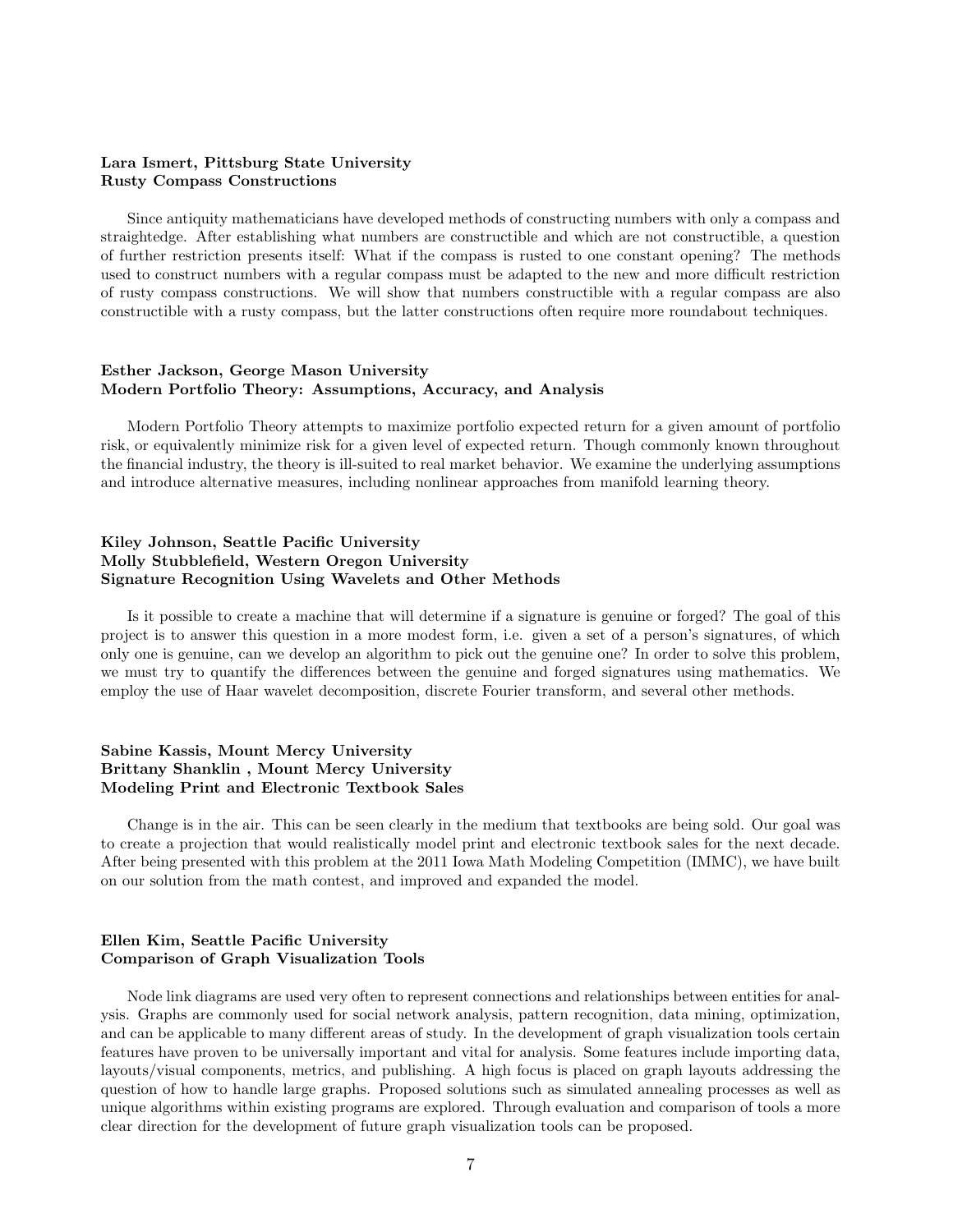**Lara Ismert, Pittsburg State University**
**Rusty Compass Constructions**

Since antiquity mathematicians have developed methods of constructing numbers with only a compass and straightedge. After establishing what numbers are constructible and which are not constructible, a question of further restriction presents itself: What if the compass is rusted to one constant opening? The methods used to construct numbers with a regular compass must be adapted to the new and more difficult restriction of rusty compass constructions. We will show that numbers constructible with a regular compass are also constructible with a rusty compass, but the latter constructions often require more roundabout techniques.

**Esther Jackson, George Mason University**
**Modern Portfolio Theory: Assumptions, Accuracy, and Analysis**

Modern Portfolio Theory attempts to maximize portfolio expected return for a given amount of portfolio risk, or equivalently minimize risk for a given level of expected return. Though commonly known throughout the financial industry, the theory is ill-suited to real market behavior. We examine the underlying assumptions and introduce alternative measures, including nonlinear approaches from manifold learning theory.

**Kiley Johnson, Seattle Pacific University**
**Molly Stubblefield, Western Oregon University**
**Signature Recognition Using Wavelets and Other Methods**

Is it possible to create a machine that will determine if a signature is genuine or forged? The goal of this project is to answer this question in a more modest form, i.e. given a set of a person's signatures, of which only one is genuine, can we develop an algorithm to pick out the genuine one? In order to solve this problem, we must try to quantify the differences between the genuine and forged signatures using mathematics. We employ the use of Haar wavelet decomposition, discrete Fourier transform, and several other methods.

**Sabine Kassis, Mount Mercy University**
**Brittany Shanklin , Mount Mercy University**
**Modeling Print and Electronic Textbook Sales**

Change is in the air. This can be seen clearly in the medium that textbooks are being sold. Our goal was to create a projection that would realistically model print and electronic textbook sales for the next decade. After being presented with this problem at the 2011 Iowa Math Modeling Competition (IMMC), we have built on our solution from the math contest, and improved and expanded the model.

**Ellen Kim, Seattle Pacific University**
**Comparison of Graph Visualization Tools**

Node link diagrams are used very often to represent connections and relationships between entities for analysis. Graphs are commonly used for social network analysis, pattern recognition, data mining, optimization, and can be applicable to many different areas of study. In the development of graph visualization tools certain features have proven to be universally important and vital for analysis. Some features include importing data, layouts/visual components, metrics, and publishing. A high focus is placed on graph layouts addressing the question of how to handle large graphs. Proposed solutions such as simulated annealing processes as well as unique algorithms within existing programs are explored. Through evaluation and comparison of tools a more clear direction for the development of future graph visualization tools can be proposed.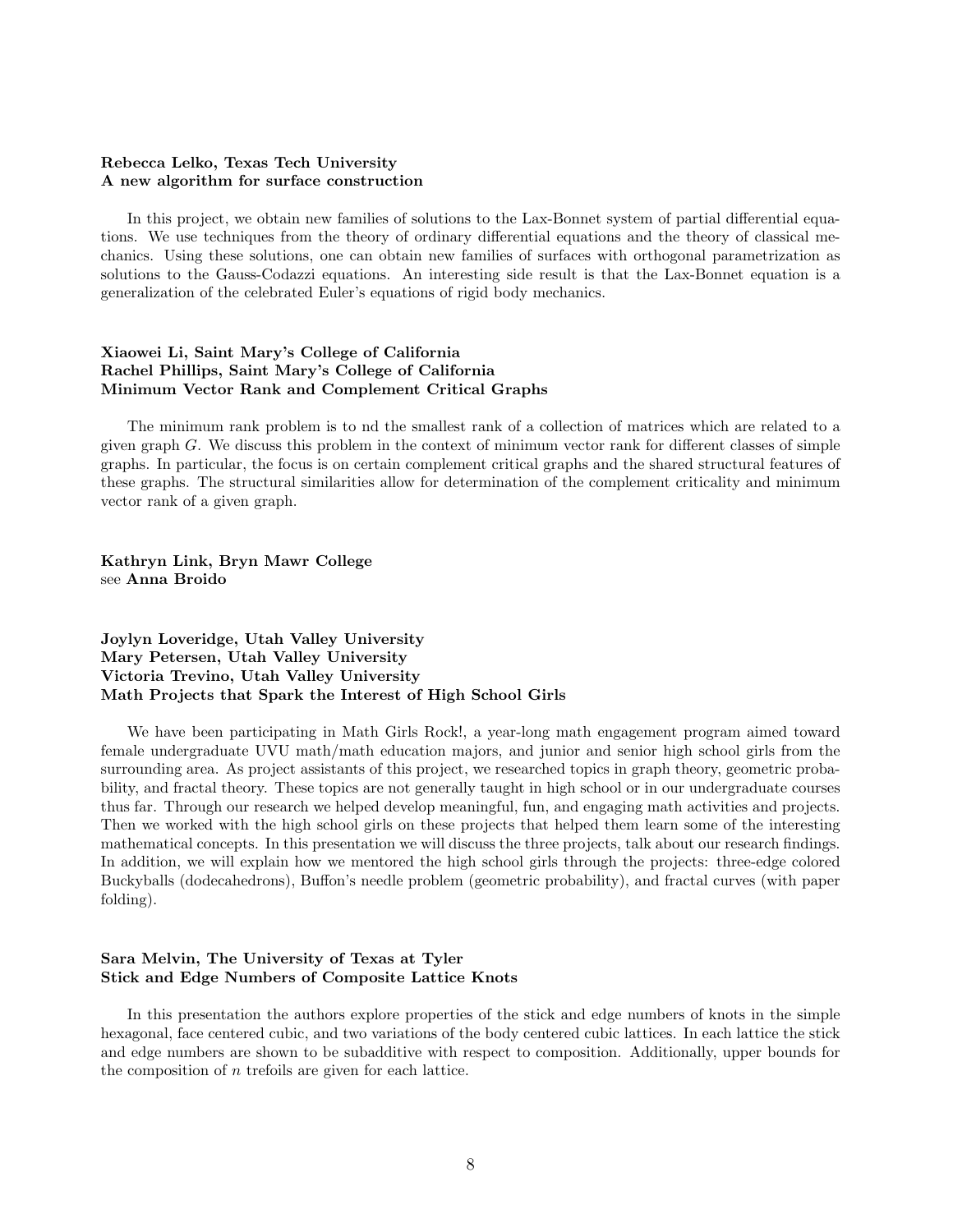**Rebecca Lelko, Texas Tech University**
**A new algorithm for surface construction**

In this project, we obtain new families of solutions to the Lax-Bonnet system of partial differential equations. We use techniques from the theory of ordinary differential equations and the theory of classical mechanics. Using these solutions, one can obtain new families of surfaces with orthogonal parametrization as solutions to the Gauss-Codazzi equations. An interesting side result is that the Lax-Bonnet equation is a generalization of the celebrated Euler's equations of rigid body mechanics.

**Xiaowei Li, Saint Mary's College of California**
**Rachel Phillips, Saint Mary's College of California**
**Minimum Vector Rank and Complement Critical Graphs**

The minimum rank problem is to nd the smallest rank of a collection of matrices which are related to a given graph $G$. We discuss this problem in the context of minimum vector rank for different classes of simple graphs. In particular, the focus is on certain complement critical graphs and the shared structural features of these graphs. The structural similarities allow for determination of the complement criticality and minimum vector rank of a given graph.

**Kathryn Link, Bryn Mawr College**
see **Anna Broido**

**Joylyn Loveridge, Utah Valley University**
**Mary Petersen, Utah Valley University**
**Victoria Trevino, Utah Valley University**
**Math Projects that Spark the Interest of High School Girls**

We have been participating in Math Girls Rock!, a year-long math engagement program aimed toward female undergraduate UVU math/math education majors, and junior and senior high school girls from the surrounding area. As project assistants of this project, we researched topics in graph theory, geometric probability, and fractal theory. These topics are not generally taught in high school or in our undergraduate courses thus far. Through our research we helped develop meaningful, fun, and engaging math activities and projects. Then we worked with the high school girls on these projects that helped them learn some of the interesting mathematical concepts. In this presentation we will discuss the three projects, talk about our research findings. In addition, we will explain how we mentored the high school girls through the projects: three-edge colored Buckyballs (dodecahedrons), Buffon's needle problem (geometric probability), and fractal curves (with paper folding).

**Sara Melvin, The University of Texas at Tyler**
**Stick and Edge Numbers of Composite Lattice Knots**

In this presentation the authors explore properties of the stick and edge numbers of knots in the simple hexagonal, face centered cubic, and two variations of the body centered cubic lattices. In each lattice the stick and edge numbers are shown to be subadditive with respect to composition. Additionally, upper bounds for the composition of $n$ trefoils are given for each lattice.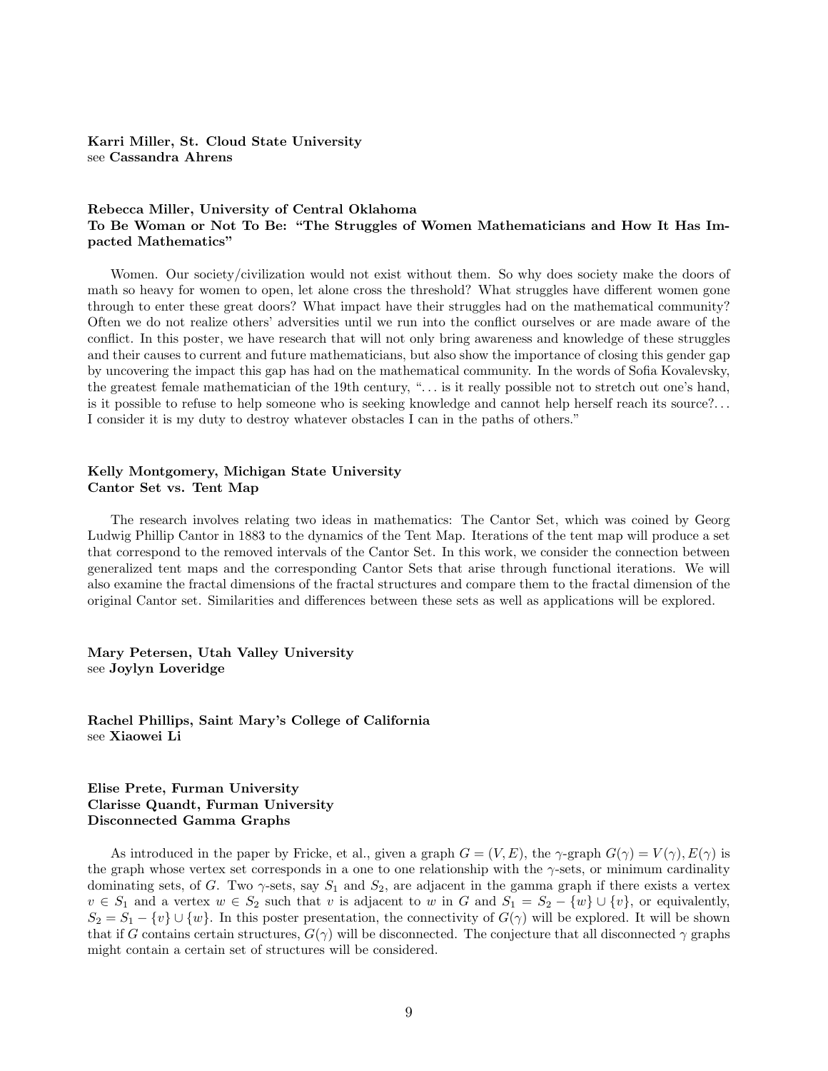**Karri Miller, St. Cloud State University**
see **Cassandra Ahrens**

**Rebecca Miller, University of Central Oklahoma**
**To Be Woman or Not To Be: "The Struggles of Women Mathematicians and How It Has Impacted Mathematics"**

Women. Our society/civilization would not exist without them. So why does society make the doors of math so heavy for women to open, let alone cross the threshold? What struggles have different women gone through to enter these great doors? What impact have their struggles had on the mathematical community? Often we do not realize others' adversities until we run into the conflict ourselves or are made aware of the conflict. In this poster, we have research that will not only bring awareness and knowledge of these struggles and their causes to current and future mathematicians, but also show the importance of closing this gender gap by uncovering the impact this gap has had on the mathematical community. In the words of Sofia Kovalevsky, the greatest female mathematician of the 19th century, "... is it really possible not to stretch out one's hand, is it possible to refuse to help someone who is seeking knowledge and cannot help herself reach its source?... I consider it is my duty to destroy whatever obstacles I can in the paths of others."

**Kelly Montgomery, Michigan State University**
**Cantor Set vs. Tent Map**

The research involves relating two ideas in mathematics: The Cantor Set, which was coined by Georg Ludwig Phillip Cantor in 1883 to the dynamics of the Tent Map. Iterations of the tent map will produce a set that correspond to the removed intervals of the Cantor Set. In this work, we consider the connection between generalized tent maps and the corresponding Cantor Sets that arise through functional iterations. We will also examine the fractal dimensions of the fractal structures and compare them to the fractal dimension of the original Cantor set. Similarities and differences between these sets as well as applications will be explored.

**Mary Petersen, Utah Valley University**
see **Joylyn Loveridge**

**Rachel Phillips, Saint Mary's College of California**
see **Xiaowei Li**

**Elise Prete, Furman University**
**Clarisse Quandt, Furman University**
**Disconnected Gamma Graphs**

As introduced in the paper by Fricke, et al., given a graph $G = (V, E)$, the $\gamma$-graph $G(\gamma) = V(\gamma), E(\gamma)$ is the graph whose vertex set corresponds in a one to one relationship with the $\gamma$-sets, or minimum cardinality dominating sets, of $G$. Two $\gamma$-sets, say $S_1$ and $S_2$, are adjacent in the gamma graph if there exists a vertex $v \in S_1$ and a vertex $w \in S_2$ such that $v$ is adjacent to $w$ in $G$ and $S_1 = S_2 - \{w\} \cup \{v\}$, or equivalently, $S_2 = S_1 - \{v\} \cup \{w\}$. In this poster presentation, the connectivity of $G(\gamma)$ will be explored. It will be shown that if $G$ contains certain structures, $G(\gamma)$ will be disconnected. The conjecture that all disconnected $\gamma$ graphs might contain a certain set of structures will be considered.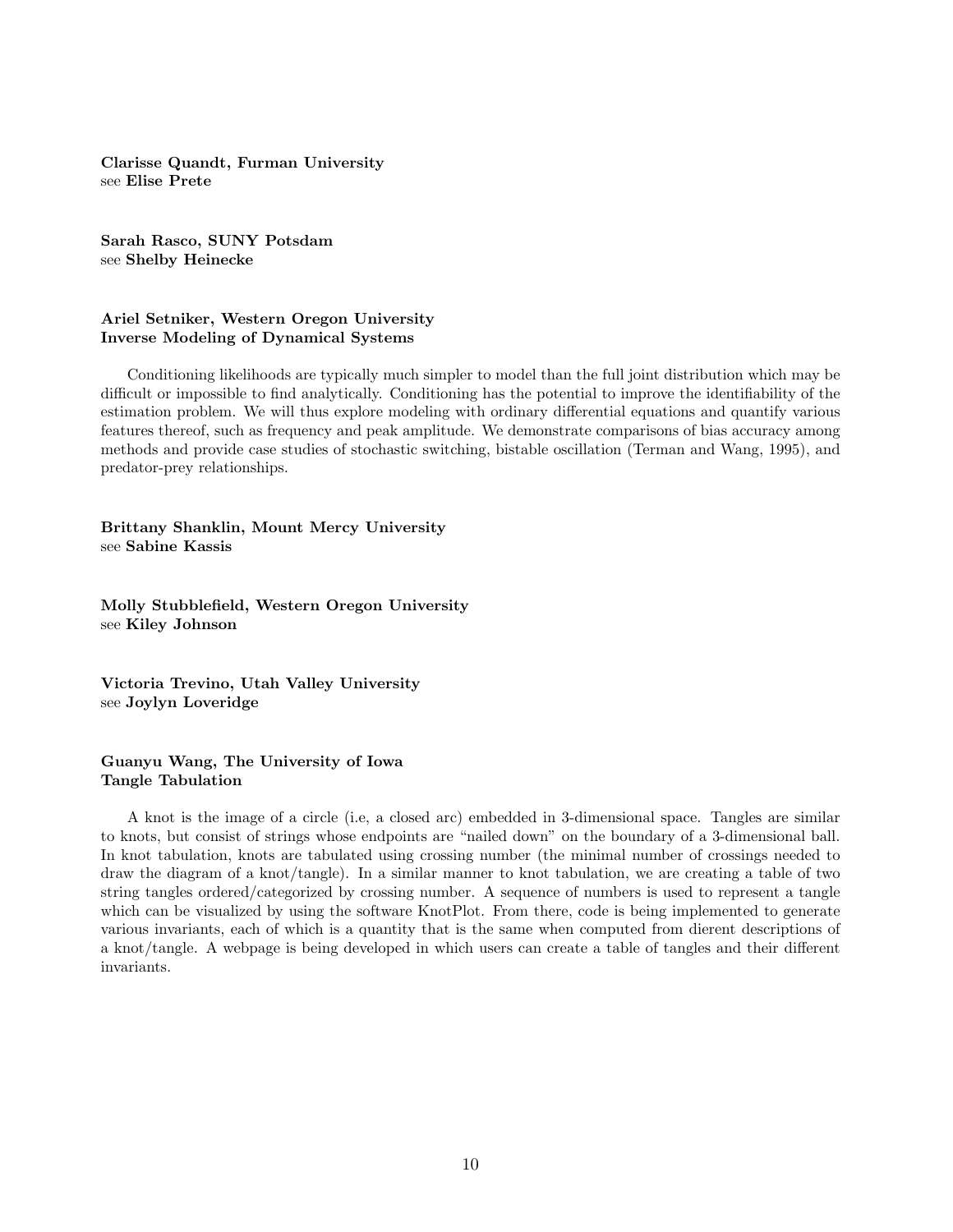**Clarisse Quandt, Furman University**
see **Elise Prete**

**Sarah Rasco, SUNY Potsdam**
see **Shelby Heinecke**

**Ariel Setniker, Western Oregon University**
**Inverse Modeling of Dynamical Systems**

Conditioning likelihoods are typically much simpler to model than the full joint distribution which may be difficult or impossible to find analytically. Conditioning has the potential to improve the identifiability of the estimation problem. We will thus explore modeling with ordinary differential equations and quantify various features thereof, such as frequency and peak amplitude. We demonstrate comparisons of bias accuracy among methods and provide case studies of stochastic switching, bistable oscillation (Terman and Wang, 1995), and predator-prey relationships.

**Brittany Shanklin, Mount Mercy University**
see **Sabine Kassis**

**Molly Stubblefield, Western Oregon University**
see **Kiley Johnson**

**Victoria Trevino, Utah Valley University**
see **Joylyn Loveridge**

**Guanyu Wang, The University of Iowa**
**Tangle Tabulation**

A knot is the image of a circle (i.e, a closed arc) embedded in 3-dimensional space. Tangles are similar to knots, but consist of strings whose endpoints are "nailed down" on the boundary of a 3-dimensional ball. In knot tabulation, knots are tabulated using crossing number (the minimal number of crossings needed to draw the diagram of a knot/tangle). In a similar manner to knot tabulation, we are creating a table of two string tangles ordered/categorized by crossing number. A sequence of numbers is used to represent a tangle which can be visualized by using the software KnotPlot. From there, code is being implemented to generate various invariants, each of which is a quantity that is the same when computed from dierent descriptions of a knot/tangle. A webpage is being developed in which users can create a table of tangles and their different invariants.